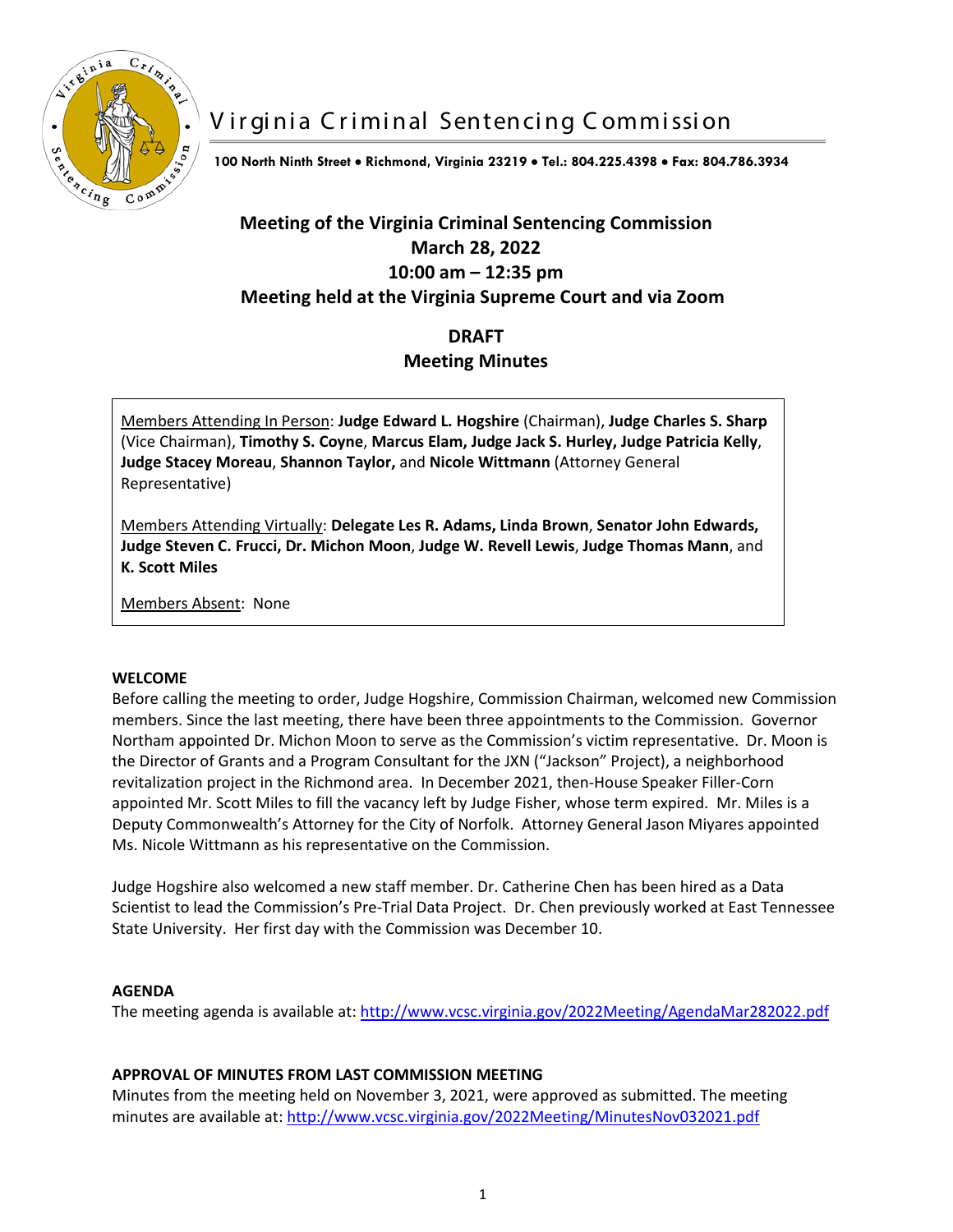# Virginia Criminal Sentencing Commission

**100 North Ninth Street • Richmond, Virginia 23219 • Tel.: 804.225.4398 • Fax: 804.786.3934**

## Meeting of the Virginia Criminal Sentencing Commission
## March 28, 2022
## 10:00 am – 12:35 pm
## Meeting held at the Virginia Supreme Court and via Zoom

## DRAFT
## Meeting Minutes

Members Attending In Person: **Judge Edward L. Hogshire** (Chairman), **Judge Charles S. Sharp** (Vice Chairman), **Timothy S. Coyne**, **Marcus Elam, Judge Jack S. Hurley, Judge Patricia Kelly**, **Judge Stacey Moreau**, **Shannon Taylor,** and **Nicole Wittmann** (Attorney General Representative)

Members Attending Virtually: **Delegate Les R. Adams, Linda Brown**, **Senator John Edwards, Judge Steven C. Frucci, Dr. Michon Moon**, **Judge W. Revell Lewis**, **Judge Thomas Mann**, and **K. Scott Miles**

Members Absent: None

**WELCOME**

Before calling the meeting to order, Judge Hogshire, Commission Chairman, welcomed new Commission members. Since the last meeting, there have been three appointments to the Commission. Governor Northam appointed Dr. Michon Moon to serve as the Commission's victim representative. Dr. Moon is the Director of Grants and a Program Consultant for the JXN ("Jackson" Project), a neighborhood revitalization project in the Richmond area. In December 2021, then-House Speaker Filler-Corn appointed Mr. Scott Miles to fill the vacancy left by Judge Fisher, whose term expired. Mr. Miles is a Deputy Commonwealth's Attorney for the City of Norfolk. Attorney General Jason Miyares appointed Ms. Nicole Wittmann as his representative on the Commission.

Judge Hogshire also welcomed a new staff member. Dr. Catherine Chen has been hired as a Data Scientist to lead the Commission's Pre-Trial Data Project. Dr. Chen previously worked at East Tennessee State University. Her first day with the Commission was December 10.

**AGENDA**

The meeting agenda is available at: http://www.vcsc.virginia.gov/2022Meeting/AgendaMar282022.pdf

**APPROVAL OF MINUTES FROM LAST COMMISSION MEETING**

Minutes from the meeting held on November 3, 2021, were approved as submitted. The meeting minutes are available at: http://www.vcsc.virginia.gov/2022Meeting/MinutesNov032021.pdf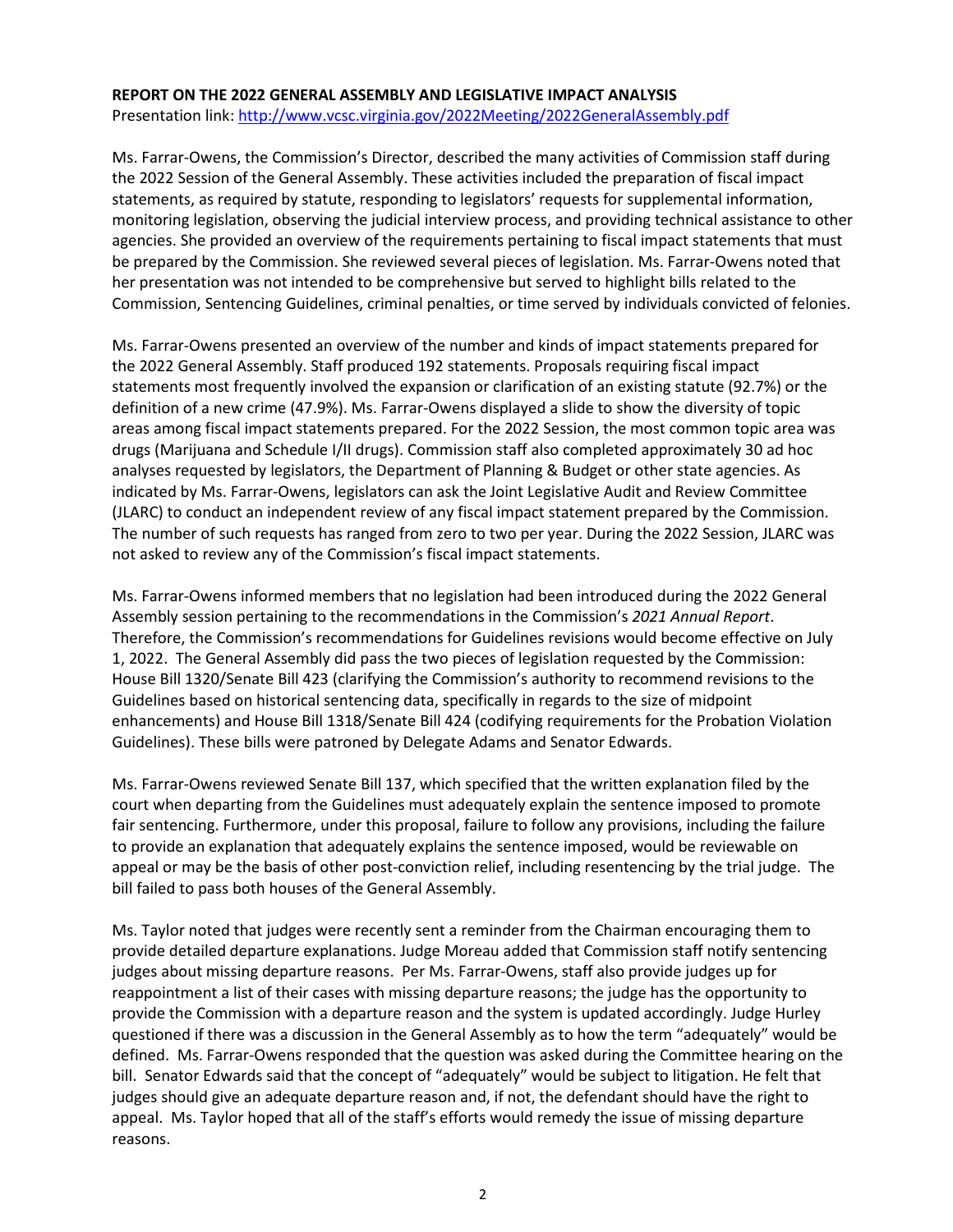**REPORT ON THE 2022 GENERAL ASSEMBLY AND LEGISLATIVE IMPACT ANALYSIS**

Presentation link: [http://www.vcsc.virginia.gov/2022Meeting/2022GeneralAssembly.pdf](http://www.vcsc.virginia.gov/2022Meeting/2022GeneralAssembly.pdf)

Ms. Farrar-Owens, the Commission's Director, described the many activities of Commission staff during the 2022 Session of the General Assembly. These activities included the preparation of fiscal impact statements, as required by statute, responding to legislators' requests for supplemental information, monitoring legislation, observing the judicial interview process, and providing technical assistance to other agencies. She provided an overview of the requirements pertaining to fiscal impact statements that must be prepared by the Commission. She reviewed several pieces of legislation. Ms. Farrar-Owens noted that her presentation was not intended to be comprehensive but served to highlight bills related to the Commission, Sentencing Guidelines, criminal penalties, or time served by individuals convicted of felonies.

Ms. Farrar-Owens presented an overview of the number and kinds of impact statements prepared for the 2022 General Assembly. Staff produced 192 statements. Proposals requiring fiscal impact statements most frequently involved the expansion or clarification of an existing statute (92.7%) or the definition of a new crime (47.9%). Ms. Farrar-Owens displayed a slide to show the diversity of topic areas among fiscal impact statements prepared. For the 2022 Session, the most common topic area was drugs (Marijuana and Schedule I/II drugs). Commission staff also completed approximately 30 ad hoc analyses requested by legislators, the Department of Planning & Budget or other state agencies. As indicated by Ms. Farrar-Owens, legislators can ask the Joint Legislative Audit and Review Committee (JLARC) to conduct an independent review of any fiscal impact statement prepared by the Commission. The number of such requests has ranged from zero to two per year. During the 2022 Session, JLARC was not asked to review any of the Commission's fiscal impact statements.

Ms. Farrar-Owens informed members that no legislation had been introduced during the 2022 General Assembly session pertaining to the recommendations in the Commission's *2021 Annual Report*. Therefore, the Commission's recommendations for Guidelines revisions would become effective on July 1, 2022. The General Assembly did pass the two pieces of legislation requested by the Commission: House Bill 1320/Senate Bill 423 (clarifying the Commission's authority to recommend revisions to the Guidelines based on historical sentencing data, specifically in regards to the size of midpoint enhancements) and House Bill 1318/Senate Bill 424 (codifying requirements for the Probation Violation Guidelines). These bills were patroned by Delegate Adams and Senator Edwards.

Ms. Farrar-Owens reviewed Senate Bill 137, which specified that the written explanation filed by the court when departing from the Guidelines must adequately explain the sentence imposed to promote fair sentencing. Furthermore, under this proposal, failure to follow any provisions, including the failure to provide an explanation that adequately explains the sentence imposed, would be reviewable on appeal or may be the basis of other post-conviction relief, including resentencing by the trial judge. The bill failed to pass both houses of the General Assembly.

Ms. Taylor noted that judges were recently sent a reminder from the Chairman encouraging them to provide detailed departure explanations. Judge Moreau added that Commission staff notify sentencing judges about missing departure reasons. Per Ms. Farrar-Owens, staff also provide judges up for reappointment a list of their cases with missing departure reasons; the judge has the opportunity to provide the Commission with a departure reason and the system is updated accordingly. Judge Hurley questioned if there was a discussion in the General Assembly as to how the term "adequately" would be defined. Ms. Farrar-Owens responded that the question was asked during the Committee hearing on the bill. Senator Edwards said that the concept of "adequately" would be subject to litigation. He felt that judges should give an adequate departure reason and, if not, the defendant should have the right to appeal. Ms. Taylor hoped that all of the staff's efforts would remedy the issue of missing departure reasons.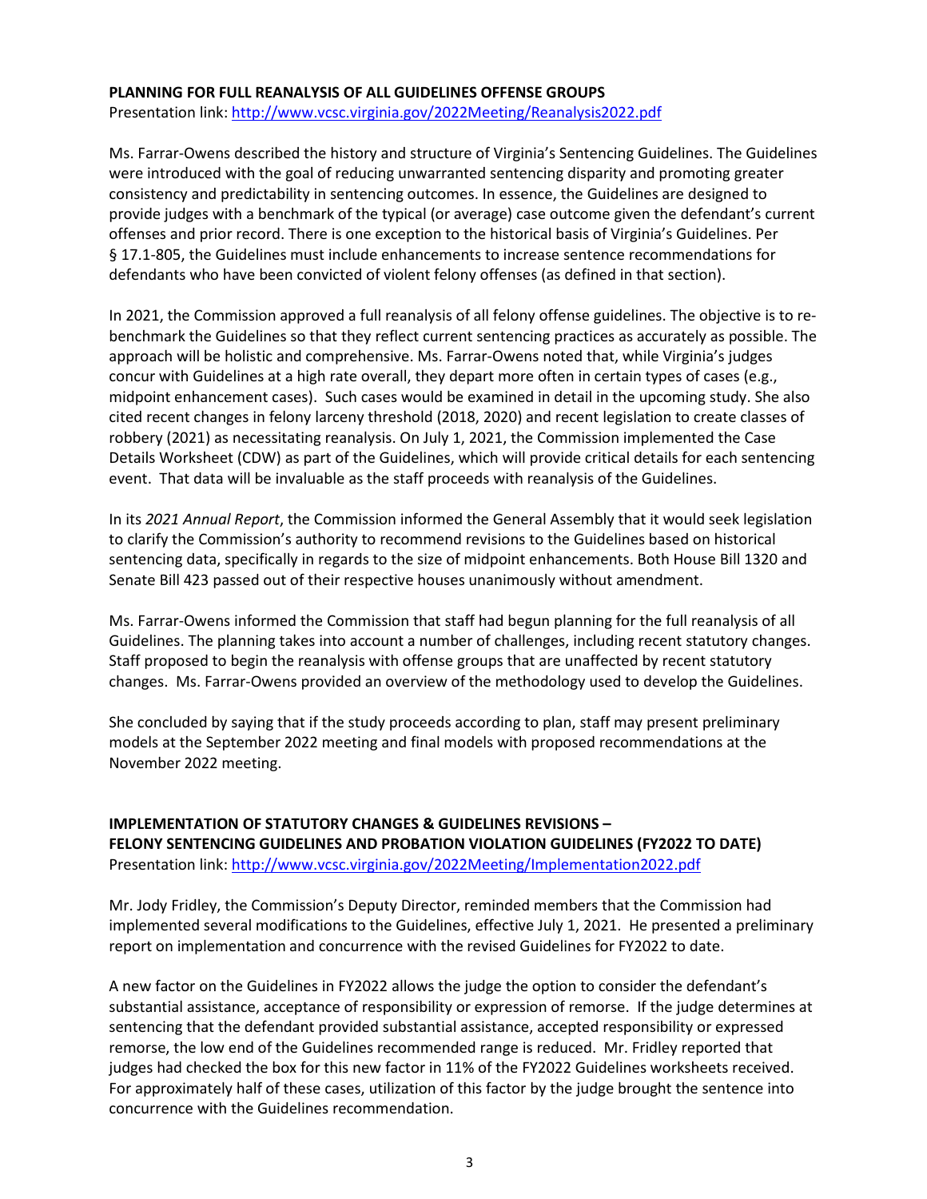**PLANNING FOR FULL REANALYSIS OF ALL GUIDELINES OFFENSE GROUPS**
Presentation link: http://www.vcsc.virginia.gov/2022Meeting/Reanalysis2022.pdf

Ms. Farrar-Owens described the history and structure of Virginia's Sentencing Guidelines. The Guidelines were introduced with the goal of reducing unwarranted sentencing disparity and promoting greater consistency and predictability in sentencing outcomes. In essence, the Guidelines are designed to provide judges with a benchmark of the typical (or average) case outcome given the defendant's current offenses and prior record. There is one exception to the historical basis of Virginia's Guidelines. Per § 17.1-805, the Guidelines must include enhancements to increase sentence recommendations for defendants who have been convicted of violent felony offenses (as defined in that section).

In 2021, the Commission approved a full reanalysis of all felony offense guidelines. The objective is to re-benchmark the Guidelines so that they reflect current sentencing practices as accurately as possible. The approach will be holistic and comprehensive. Ms. Farrar-Owens noted that, while Virginia's judges concur with Guidelines at a high rate overall, they depart more often in certain types of cases (e.g., midpoint enhancement cases). Such cases would be examined in detail in the upcoming study. She also cited recent changes in felony larceny threshold (2018, 2020) and recent legislation to create classes of robbery (2021) as necessitating reanalysis. On July 1, 2021, the Commission implemented the Case Details Worksheet (CDW) as part of the Guidelines, which will provide critical details for each sentencing event. That data will be invaluable as the staff proceeds with reanalysis of the Guidelines.

In its *2021 Annual Report*, the Commission informed the General Assembly that it would seek legislation to clarify the Commission's authority to recommend revisions to the Guidelines based on historical sentencing data, specifically in regards to the size of midpoint enhancements. Both House Bill 1320 and Senate Bill 423 passed out of their respective houses unanimously without amendment.

Ms. Farrar-Owens informed the Commission that staff had begun planning for the full reanalysis of all Guidelines. The planning takes into account a number of challenges, including recent statutory changes. Staff proposed to begin the reanalysis with offense groups that are unaffected by recent statutory changes. Ms. Farrar-Owens provided an overview of the methodology used to develop the Guidelines.

She concluded by saying that if the study proceeds according to plan, staff may present preliminary models at the September 2022 meeting and final models with proposed recommendations at the November 2022 meeting.

**IMPLEMENTATION OF STATUTORY CHANGES & GUIDELINES REVISIONS – FELONY SENTENCING GUIDELINES AND PROBATION VIOLATION GUIDELINES (FY2022 TO DATE)**
Presentation link: http://www.vcsc.virginia.gov/2022Meeting/Implementation2022.pdf

Mr. Jody Fridley, the Commission's Deputy Director, reminded members that the Commission had implemented several modifications to the Guidelines, effective July 1, 2021. He presented a preliminary report on implementation and concurrence with the revised Guidelines for FY2022 to date.

A new factor on the Guidelines in FY2022 allows the judge the option to consider the defendant's substantial assistance, acceptance of responsibility or expression of remorse. If the judge determines at sentencing that the defendant provided substantial assistance, accepted responsibility or expressed remorse, the low end of the Guidelines recommended range is reduced. Mr. Fridley reported that judges had checked the box for this new factor in 11% of the FY2022 Guidelines worksheets received. For approximately half of these cases, utilization of this factor by the judge brought the sentence into concurrence with the Guidelines recommendation.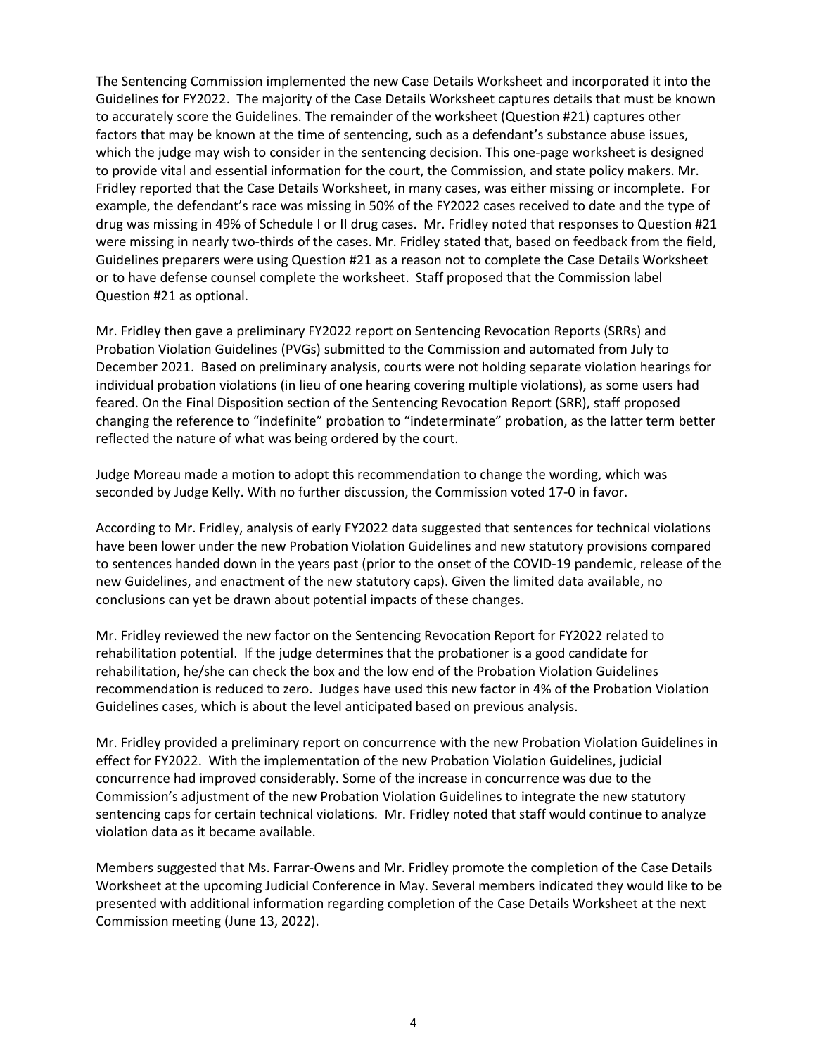The Sentencing Commission implemented the new Case Details Worksheet and incorporated it into the Guidelines for FY2022. The majority of the Case Details Worksheet captures details that must be known to accurately score the Guidelines. The remainder of the worksheet (Question #21) captures other factors that may be known at the time of sentencing, such as a defendant's substance abuse issues, which the judge may wish to consider in the sentencing decision. This one-page worksheet is designed to provide vital and essential information for the court, the Commission, and state policy makers. Mr. Fridley reported that the Case Details Worksheet, in many cases, was either missing or incomplete. For example, the defendant's race was missing in 50% of the FY2022 cases received to date and the type of drug was missing in 49% of Schedule I or II drug cases. Mr. Fridley noted that responses to Question #21 were missing in nearly two-thirds of the cases. Mr. Fridley stated that, based on feedback from the field, Guidelines preparers were using Question #21 as a reason not to complete the Case Details Worksheet or to have defense counsel complete the worksheet. Staff proposed that the Commission label Question #21 as optional.

Mr. Fridley then gave a preliminary FY2022 report on Sentencing Revocation Reports (SRRs) and Probation Violation Guidelines (PVGs) submitted to the Commission and automated from July to December 2021. Based on preliminary analysis, courts were not holding separate violation hearings for individual probation violations (in lieu of one hearing covering multiple violations), as some users had feared. On the Final Disposition section of the Sentencing Revocation Report (SRR), staff proposed changing the reference to "indefinite" probation to "indeterminate" probation, as the latter term better reflected the nature of what was being ordered by the court.

Judge Moreau made a motion to adopt this recommendation to change the wording, which was seconded by Judge Kelly. With no further discussion, the Commission voted 17-0 in favor.

According to Mr. Fridley, analysis of early FY2022 data suggested that sentences for technical violations have been lower under the new Probation Violation Guidelines and new statutory provisions compared to sentences handed down in the years past (prior to the onset of the COVID-19 pandemic, release of the new Guidelines, and enactment of the new statutory caps). Given the limited data available, no conclusions can yet be drawn about potential impacts of these changes.

Mr. Fridley reviewed the new factor on the Sentencing Revocation Report for FY2022 related to rehabilitation potential. If the judge determines that the probationer is a good candidate for rehabilitation, he/she can check the box and the low end of the Probation Violation Guidelines recommendation is reduced to zero. Judges have used this new factor in 4% of the Probation Violation Guidelines cases, which is about the level anticipated based on previous analysis.

Mr. Fridley provided a preliminary report on concurrence with the new Probation Violation Guidelines in effect for FY2022. With the implementation of the new Probation Violation Guidelines, judicial concurrence had improved considerably. Some of the increase in concurrence was due to the Commission's adjustment of the new Probation Violation Guidelines to integrate the new statutory sentencing caps for certain technical violations. Mr. Fridley noted that staff would continue to analyze violation data as it became available.

Members suggested that Ms. Farrar-Owens and Mr. Fridley promote the completion of the Case Details Worksheet at the upcoming Judicial Conference in May. Several members indicated they would like to be presented with additional information regarding completion of the Case Details Worksheet at the next Commission meeting (June 13, 2022).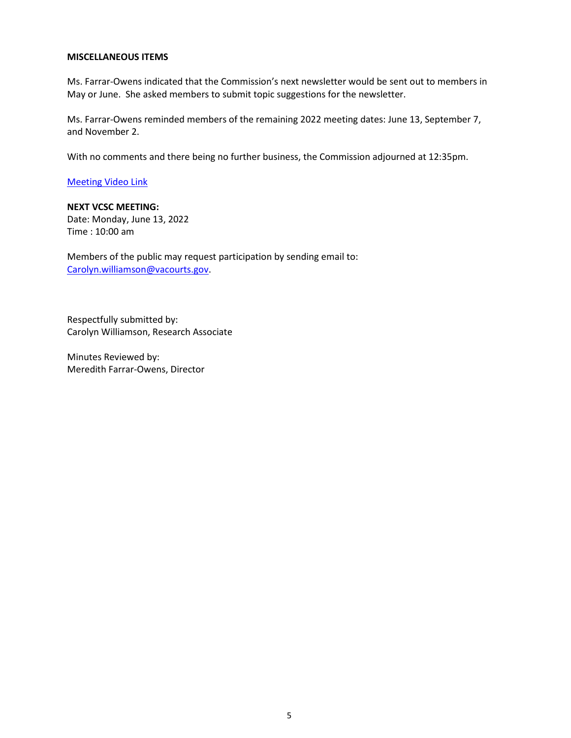**MISCELLANEOUS ITEMS**

Ms. Farrar-Owens indicated that the Commission's next newsletter would be sent out to members in May or June. She asked members to submit topic suggestions for the newsletter.

Ms. Farrar-Owens reminded members of the remaining 2022 meeting dates: June 13, September 7, and November 2.

With no comments and there being no further business, the Commission adjourned at 12:35pm.

Meeting Video Link

**NEXT VCSC MEETING:**
Date: Monday, June 13, 2022
Time : 10:00 am

Members of the public may request participation by sending email to:
Carolyn.williamson@vacourts.gov.

Respectfully submitted by:
Carolyn Williamson, Research Associate

Minutes Reviewed by:
Meredith Farrar-Owens, Director